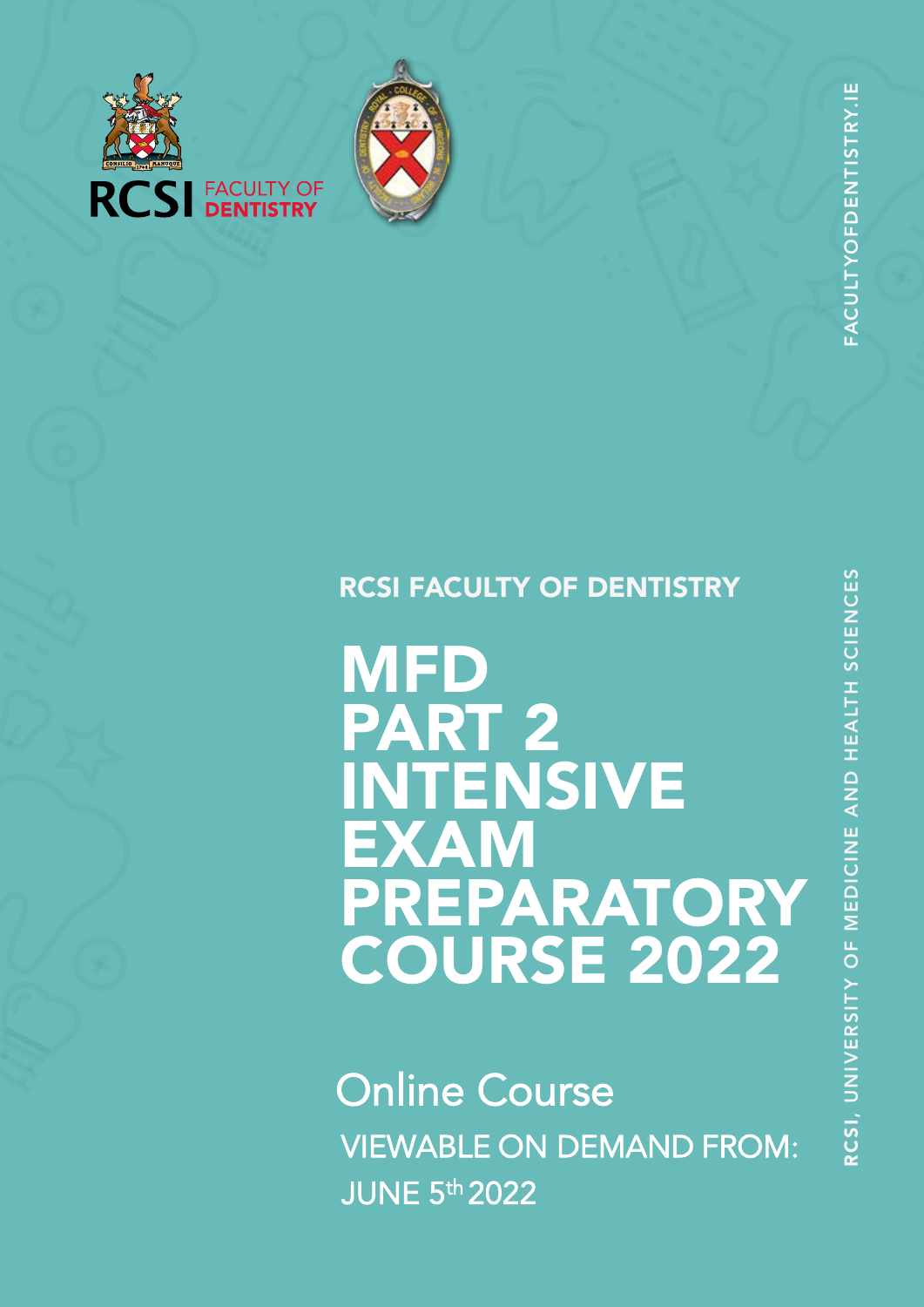RCSI FACULTY OF DENTISTRY

# MFD PART 2 INTENSIVE EXAM PREPARATORY COURSE 2022

## Online Course

VIEWABLE ON DEMAND FROM:
JUNE 5th 2022

FACULTYOFDENTISTRY.IE

RCSI, UNIVERSITY OF MEDICINE AND HEALTH SCIENCES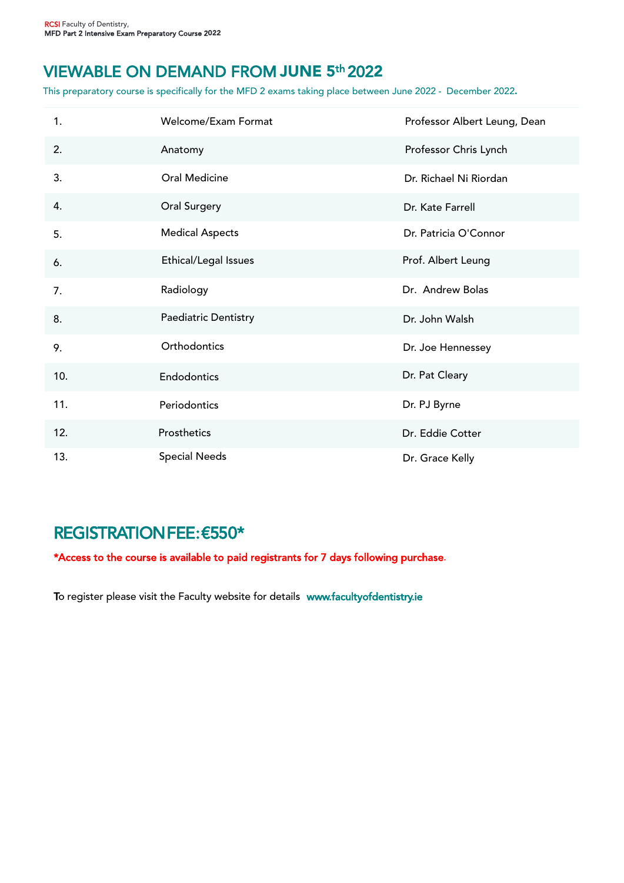## VIEWABLE ON DEMAND FROM JUNE 5th 2022

This preparatory course is specifically for the MFD 2 exams taking place between June 2022 - December 2022.

| | | |
|---|---|---|
| 1. | Welcome/Exam Format | Professor Albert Leung, Dean |
| 2. | Anatomy | Professor Chris Lynch |
| 3. | Oral Medicine | Dr. Richael Ni Riordan |
| 4. | Oral Surgery | Dr. Kate Farrell |
| 5. | Medical Aspects | Dr. Patricia O'Connor |
| 6. | Ethical/Legal Issues | Prof. Albert Leung |
| 7. | Radiology | Dr. Andrew Bolas |
| 8. | Paediatric Dentistry | Dr. John Walsh |
| 9. | Orthodontics | Dr. Joe Hennessey |
| 10. | Endodontics | Dr. Pat Cleary |
| 11. | Periodontics | Dr. PJ Byrne |
| 12. | Prosthetics | Dr. Eddie Cotter |
| 13. | Special Needs | Dr. Grace Kelly |

## REGISTRATION FEE: €550*

**\*Access to the course is available to paid registrants for 7 days following purchase.**

To register please visit the Faculty website for details www.facultyofdentistry.ie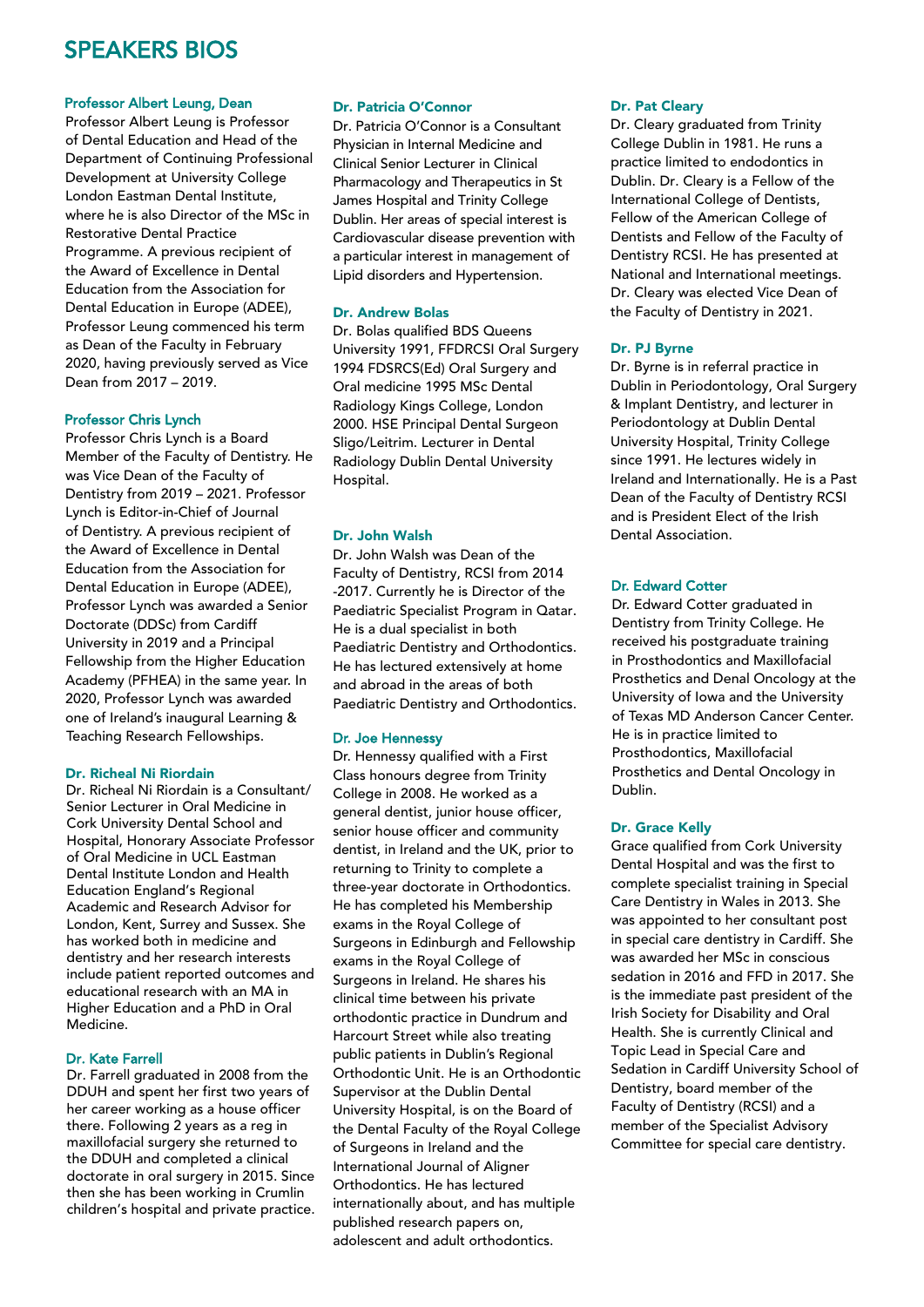# SPEAKERS BIOS

### Professor Albert Leung, Dean

Professor Albert Leung is Professor of Dental Education and Head of the Department of Continuing Professional Development at University College London Eastman Dental Institute, where he is also Director of the MSc in Restorative Dental Practice Programme. A previous recipient of the Award of Excellence in Dental Education from the Association for Dental Education in Europe (ADEE), Professor Leung commenced his term as Dean of the Faculty in February 2020, having previously served as Vice Dean from 2017 – 2019.

### Professor Chris Lynch

Professor Chris Lynch is a Board Member of the Faculty of Dentistry. He was Vice Dean of the Faculty of Dentistry from 2019 – 2021. Professor Lynch is Editor-in-Chief of Journal of Dentistry. A previous recipient of the Award of Excellence in Dental Education from the Association for Dental Education in Europe (ADEE), Professor Lynch was awarded a Senior Doctorate (DDSc) from Cardiff University in 2019 and a Principal Fellowship from the Higher Education Academy (PFHEA) in the same year. In 2020, Professor Lynch was awarded one of Ireland's inaugural Learning & Teaching Research Fellowships.

### Dr. Richeal Ni Riordain

Dr. Richeal Ni Riordain is a Consultant/ Senior Lecturer in Oral Medicine in Cork University Dental School and Hospital, Honorary Associate Professor of Oral Medicine in UCL Eastman Dental Institute London and Health Education England's Regional Academic and Research Advisor for London, Kent, Surrey and Sussex. She has worked both in medicine and dentistry and her research interests include patient reported outcomes and educational research with an MA in Higher Education and a PhD in Oral Medicine.

### Dr. Kate Farrell

Dr. Farrell graduated in 2008 from the DDUH and spent her first two years of her career working as a house officer there. Following 2 years as a reg in maxillofacial surgery she returned to the DDUH and completed a clinical doctorate in oral surgery in 2015. Since then she has been working in Crumlin children's hospital and private practice.

### Dr. Patricia O'Connor

Dr. Patricia O'Connor is a Consultant Physician in Internal Medicine and Clinical Senior Lecturer in Clinical Pharmacology and Therapeutics in St James Hospital and Trinity College Dublin. Her areas of special interest is Cardiovascular disease prevention with a particular interest in management of Lipid disorders and Hypertension.

### Dr. Andrew Bolas

Dr. Bolas qualified BDS Queens University 1991, FFDRCSI Oral Surgery 1994 FDSRCS(Ed) Oral Surgery and Oral medicine 1995 MSc Dental Radiology Kings College, London 2000. HSE Principal Dental Surgeon Sligo/Leitrim. Lecturer in Dental Radiology Dublin Dental University Hospital.

### Dr. John Walsh

Dr. John Walsh was Dean of the Faculty of Dentistry, RCSI from 2014 -2017. Currently he is Director of the Paediatric Specialist Program in Qatar. He is a dual specialist in both Paediatric Dentistry and Orthodontics. He has lectured extensively at home and abroad in the areas of both Paediatric Dentistry and Orthodontics.

### Dr. Joe Hennessy

Dr. Hennessy qualified with a First Class honours degree from Trinity College in 2008. He worked as a general dentist, junior house officer, senior house officer and community dentist, in Ireland and the UK, prior to returning to Trinity to complete a three-year doctorate in Orthodontics. He has completed his Membership exams in the Royal College of Surgeons in Edinburgh and Fellowship exams in the Royal College of Surgeons in Ireland. He shares his clinical time between his private orthodontic practice in Dundrum and Harcourt Street while also treating public patients in Dublin's Regional Orthodontic Unit. He is an Orthodontic Supervisor at the Dublin Dental University Hospital, is on the Board of the Dental Faculty of the Royal College of Surgeons in Ireland and the International Journal of Aligner Orthodontics. He has lectured internationally about, and has multiple published research papers on, adolescent and adult orthodontics.

### Dr. Pat Cleary

Dr. Cleary graduated from Trinity College Dublin in 1981. He runs a practice limited to endodontics in Dublin. Dr. Cleary is a Fellow of the International College of Dentists, Fellow of the American College of Dentists and Fellow of the Faculty of Dentistry RCSI. He has presented at National and International meetings. Dr. Cleary was elected Vice Dean of the Faculty of Dentistry in 2021.

### Dr. PJ Byrne

Dr. Byrne is in referral practice in Dublin in Periodontology, Oral Surgery & Implant Dentistry, and lecturer in Periodontology at Dublin Dental University Hospital, Trinity College since 1991. He lectures widely in Ireland and Internationally. He is a Past Dean of the Faculty of Dentistry RCSI and is President Elect of the Irish Dental Association.

### Dr. Edward Cotter

Dr. Edward Cotter graduated in Dentistry from Trinity College. He received his postgraduate training in Prosthodontics and Maxillofacial Prosthetics and Denal Oncology at the University of Iowa and the University of Texas MD Anderson Cancer Center. He is in practice limited to Prosthodontics, Maxillofacial Prosthetics and Dental Oncology in Dublin.

### Dr. Grace Kelly

Grace qualified from Cork University Dental Hospital and was the first to complete specialist training in Special Care Dentistry in Wales in 2013. She was appointed to her consultant post in special care dentistry in Cardiff. She was awarded her MSc in conscious sedation in 2016 and FFD in 2017. She is the immediate past president of the Irish Society for Disability and Oral Health. She is currently Clinical and Topic Lead in Special Care and Sedation in Cardiff University School of Dentistry, board member of the Faculty of Dentistry (RCSI) and a member of the Specialist Advisory Committee for special care dentistry.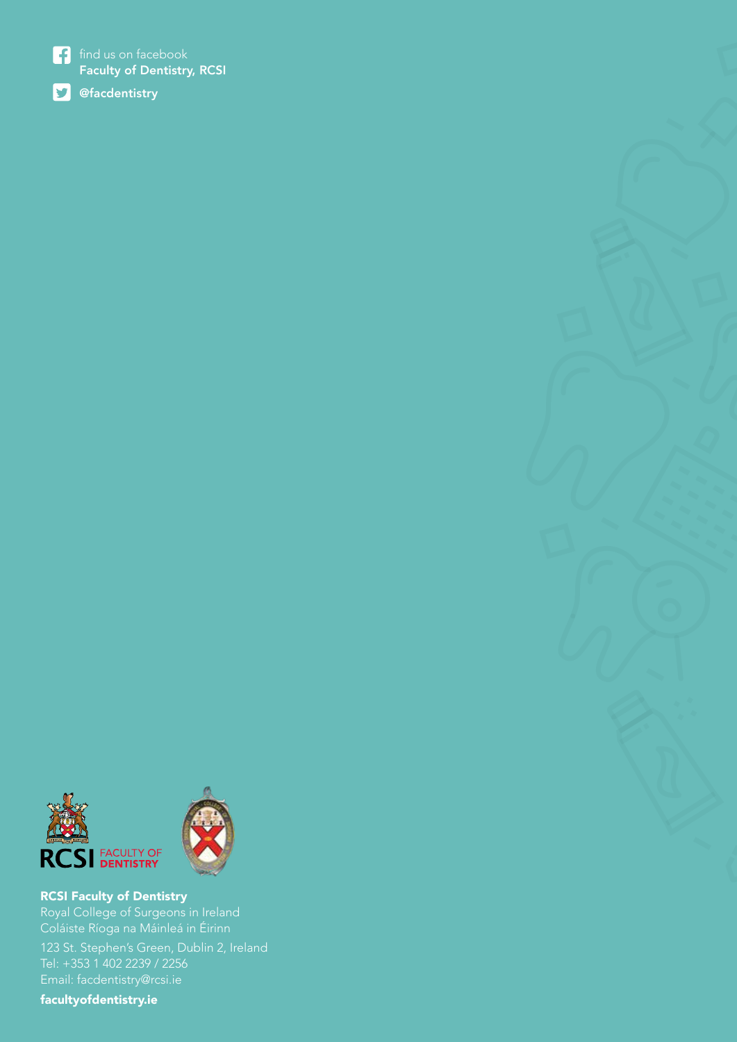find us on facebook
**Faculty of Dentistry, RCSI**

**@facdentistry**

RCSI FACULTY OF DENTISTRY

**RCSI Faculty of Dentistry**
Royal College of Surgeons in Ireland
Coláiste Ríoga na Máinleá in Éirinn

123 St. Stephen's Green, Dublin 2, Ireland
Tel: +353 1 402 2239 / 2256
Email: facdentistry@rcsi.ie

**facultyofdentistry.ie**